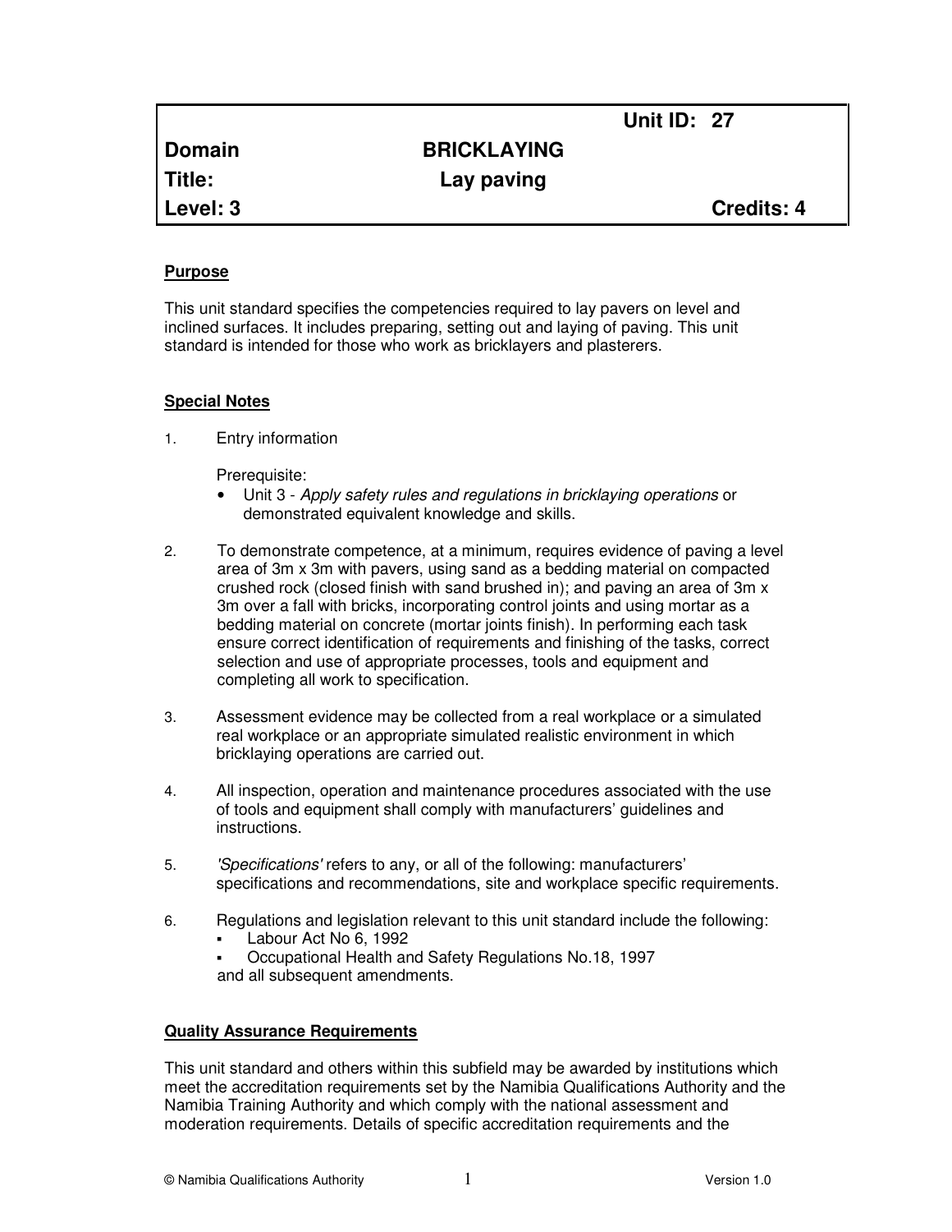| | | Unit ID: 27 |
|---|---|---|
| **Domain** | **BRICKLAYING** | |
| **Title:** | **Lay paving** | |
| **Level: 3** | | **Credits: 4** |

**Purpose**

This unit standard specifies the competencies required to lay pavers on level and inclined surfaces. It includes preparing, setting out and laying of paving. This unit standard is intended for those who work as bricklayers and plasterers.

**Special Notes**

1. Entry information

   Prerequisite:
   - Unit 3 - *Apply safety rules and regulations in bricklaying operations* or demonstrated equivalent knowledge and skills.

2. To demonstrate competence, at a minimum, requires evidence of paving a level area of 3m x 3m with pavers, using sand as a bedding material on compacted crushed rock (closed finish with sand brushed in); and paving an area of 3m x 3m over a fall with bricks, incorporating control joints and using mortar as a bedding material on concrete (mortar joints finish). In performing each task ensure correct identification of requirements and finishing of the tasks, correct selection and use of appropriate processes, tools and equipment and completing all work to specification.

3. Assessment evidence may be collected from a real workplace or a simulated real workplace or an appropriate simulated realistic environment in which bricklaying operations are carried out.

4. All inspection, operation and maintenance procedures associated with the use of tools and equipment shall comply with manufacturers' guidelines and instructions.

5. *'Specifications'* refers to any, or all of the following: manufacturers' specifications and recommendations, site and workplace specific requirements.

6. Regulations and legislation relevant to this unit standard include the following:
   - Labour Act No 6, 1992
   - Occupational Health and Safety Regulations No.18, 1997

   and all subsequent amendments.

**Quality Assurance Requirements**

This unit standard and others within this subfield may be awarded by institutions which meet the accreditation requirements set by the Namibia Qualifications Authority and the Namibia Training Authority and which comply with the national assessment and moderation requirements. Details of specific accreditation requirements and the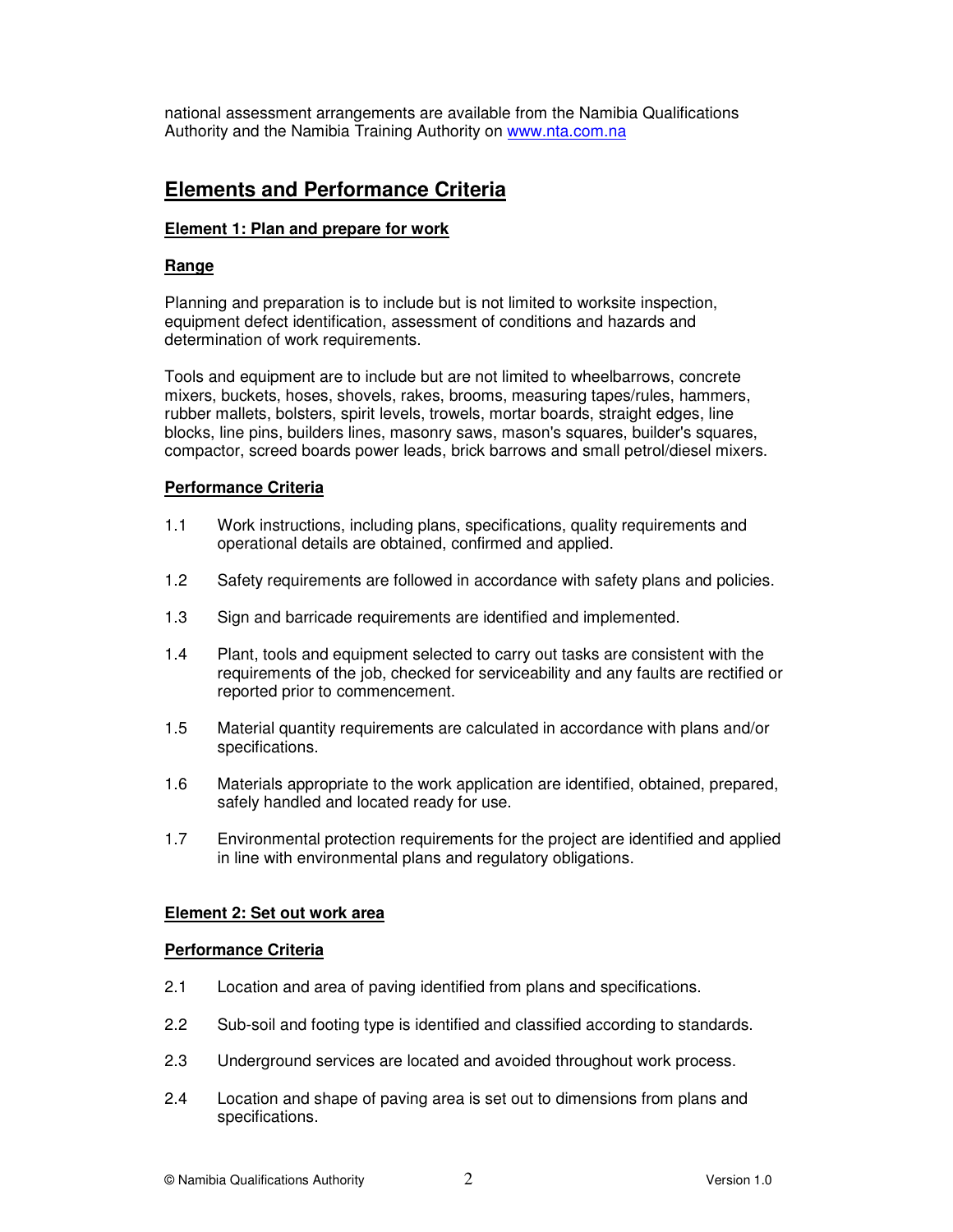national assessment arrangements are available from the Namibia Qualifications Authority and the Namibia Training Authority on [www.nta.com.na](http://www.nta.com.na)

## Elements and Performance Criteria

### Element 1: Plan and prepare for work

#### Range

Planning and preparation is to include but is not limited to worksite inspection, equipment defect identification, assessment of conditions and hazards and determination of work requirements.

Tools and equipment are to include but are not limited to wheelbarrows, concrete mixers, buckets, hoses, shovels, rakes, brooms, measuring tapes/rules, hammers, rubber mallets, bolsters, spirit levels, trowels, mortar boards, straight edges, line blocks, line pins, builders lines, masonry saws, mason's squares, builder's squares, compactor, screed boards power leads, brick barrows and small petrol/diesel mixers.

#### Performance Criteria

1.1 Work instructions, including plans, specifications, quality requirements and operational details are obtained, confirmed and applied.

1.2 Safety requirements are followed in accordance with safety plans and policies.

1.3 Sign and barricade requirements are identified and implemented.

1.4 Plant, tools and equipment selected to carry out tasks are consistent with the requirements of the job, checked for serviceability and any faults are rectified or reported prior to commencement.

1.5 Material quantity requirements are calculated in accordance with plans and/or specifications.

1.6 Materials appropriate to the work application are identified, obtained, prepared, safely handled and located ready for use.

1.7 Environmental protection requirements for the project are identified and applied in line with environmental plans and regulatory obligations.

### Element 2: Set out work area

#### Performance Criteria

2.1 Location and area of paving identified from plans and specifications.

2.2 Sub-soil and footing type is identified and classified according to standards.

2.3 Underground services are located and avoided throughout work process.

2.4 Location and shape of paving area is set out to dimensions from plans and specifications.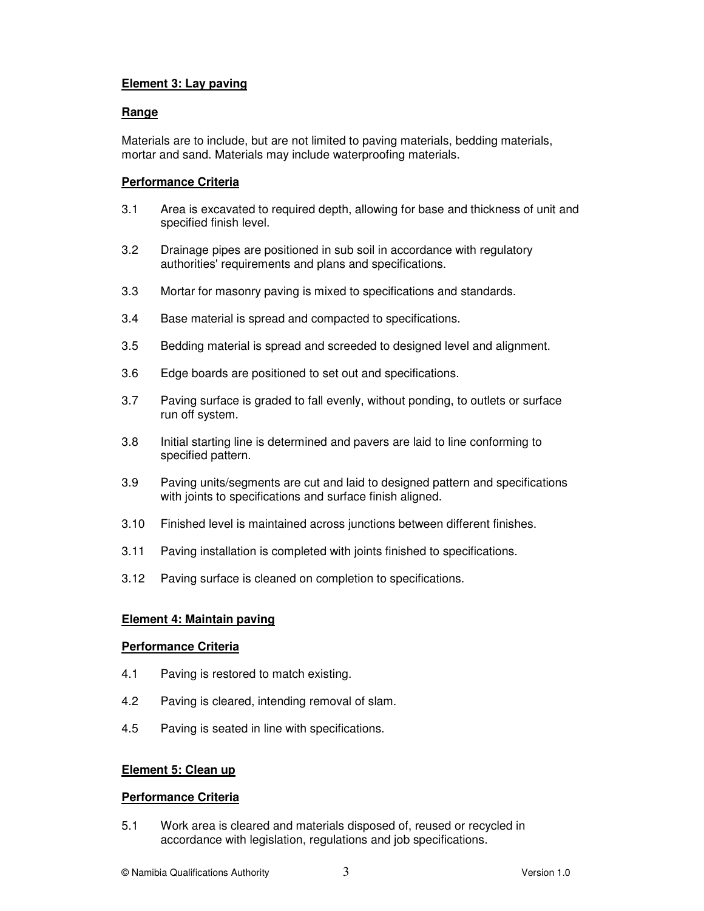**Element 3: Lay paving**

**Range**

Materials are to include, but are not limited to paving materials, bedding materials, mortar and sand. Materials may include waterproofing materials.

**Performance Criteria**

3.1 Area is excavated to required depth, allowing for base and thickness of unit and specified finish level.

3.2 Drainage pipes are positioned in sub soil in accordance with regulatory authorities' requirements and plans and specifications.

3.3 Mortar for masonry paving is mixed to specifications and standards.

3.4 Base material is spread and compacted to specifications.

3.5 Bedding material is spread and screeded to designed level and alignment.

3.6 Edge boards are positioned to set out and specifications.

3.7 Paving surface is graded to fall evenly, without ponding, to outlets or surface run off system.

3.8 Initial starting line is determined and pavers are laid to line conforming to specified pattern.

3.9 Paving units/segments are cut and laid to designed pattern and specifications with joints to specifications and surface finish aligned.

3.10 Finished level is maintained across junctions between different finishes.

3.11 Paving installation is completed with joints finished to specifications.

3.12 Paving surface is cleaned on completion to specifications.

**Element 4: Maintain paving**

**Performance Criteria**

4.1 Paving is restored to match existing.

4.2 Paving is cleared, intending removal of slam.

4.5 Paving is seated in line with specifications.

**Element 5: Clean up**

**Performance Criteria**

5.1 Work area is cleared and materials disposed of, reused or recycled in accordance with legislation, regulations and job specifications.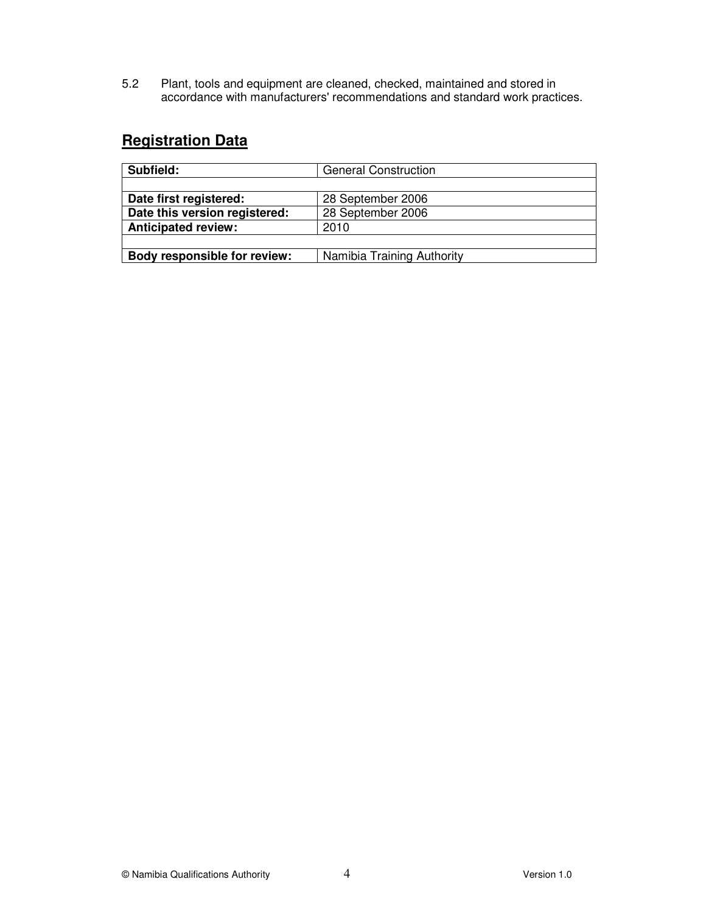5.2 Plant, tools and equipment are cleaned, checked, maintained and stored in accordance with manufacturers' recommendations and standard work practices.

## Registration Data

| | |
|---|---|
| **Subfield:** | General Construction |
| | |
| **Date first registered:** | 28 September 2006 |
| **Date this version registered:** | 28 September 2006 |
| **Anticipated review:** | 2010 |
| | |
| **Body responsible for review:** | Namibia Training Authority |